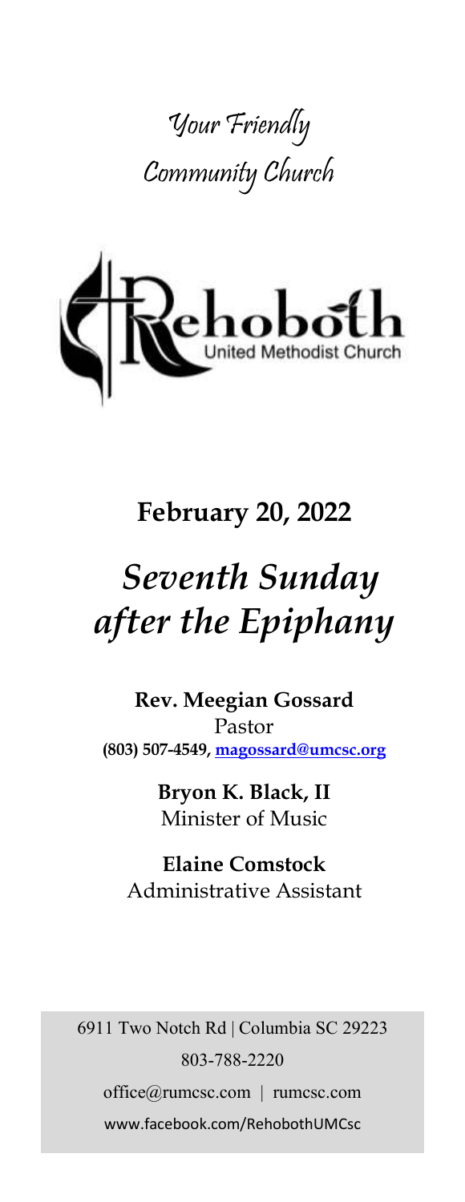Your Friendly Community Church

Rehoboth United Methodist Church

## February 20, 2022

# *Seventh Sunday after the Epiphany*

**Rev. Meegian Gossard**
Pastor
**(803) 507-4549, magossard@umcsc.org**

**Bryon K. Black, II**
Minister of Music

**Elaine Comstock**
Administrative Assistant

6911 Two Notch Rd | Columbia SC 29223
803-788-2220
office@rumcsc.com | rumcsc.com
www.facebook.com/RehobothUMCsc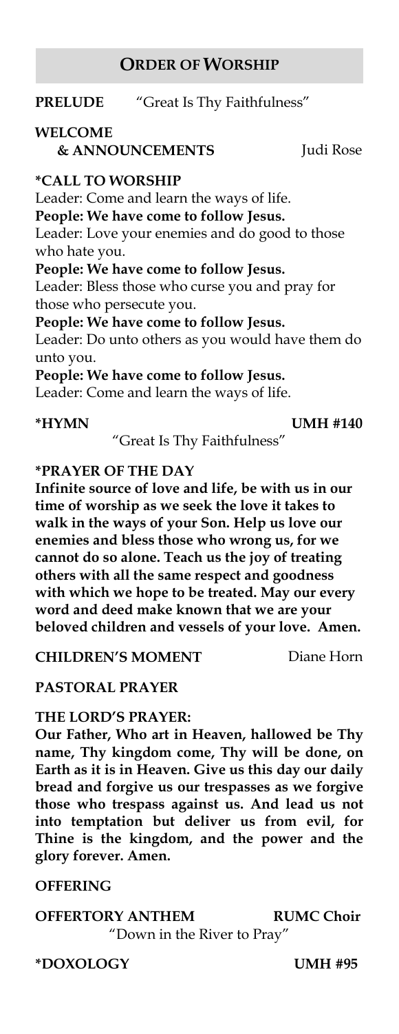## ORDER OF WORSHIP

**PRELUDE** "Great Is Thy Faithfulness"

**WELCOME & ANNOUNCEMENTS** Judi Rose

**\*CALL TO WORSHIP**

Leader: Come and learn the ways of life.

**People: We have come to follow Jesus.**

Leader: Love your enemies and do good to those who hate you.

**People: We have come to follow Jesus.**

Leader: Bless those who curse you and pray for those who persecute you.

**People: We have come to follow Jesus.**

Leader: Do unto others as you would have them do unto you.

**People: We have come to follow Jesus.**

Leader: Come and learn the ways of life.

**\*HYMN** **UMH #140**

"Great Is Thy Faithfulness"

**\*PRAYER OF THE DAY**

**Infinite source of love and life, be with us in our time of worship as we seek the love it takes to walk in the ways of your Son. Help us love our enemies and bless those who wrong us, for we cannot do so alone. Teach us the joy of treating others with all the same respect and goodness with which we hope to be treated. May our every word and deed make known that we are your beloved children and vessels of your love. Amen.**

**CHILDREN'S MOMENT** Diane Horn

**PASTORAL PRAYER**

**THE LORD'S PRAYER:**

**Our Father, Who art in Heaven, hallowed be Thy name, Thy kingdom come, Thy will be done, on Earth as it is in Heaven. Give us this day our daily bread and forgive us our trespasses as we forgive those who trespass against us. And lead us not into temptation but deliver us from evil, for Thine is the kingdom, and the power and the glory forever. Amen.**

**OFFERING**

**OFFERTORY ANTHEM** **RUMC Choir**

"Down in the River to Pray"

**\*DOXOLOGY** **UMH #95**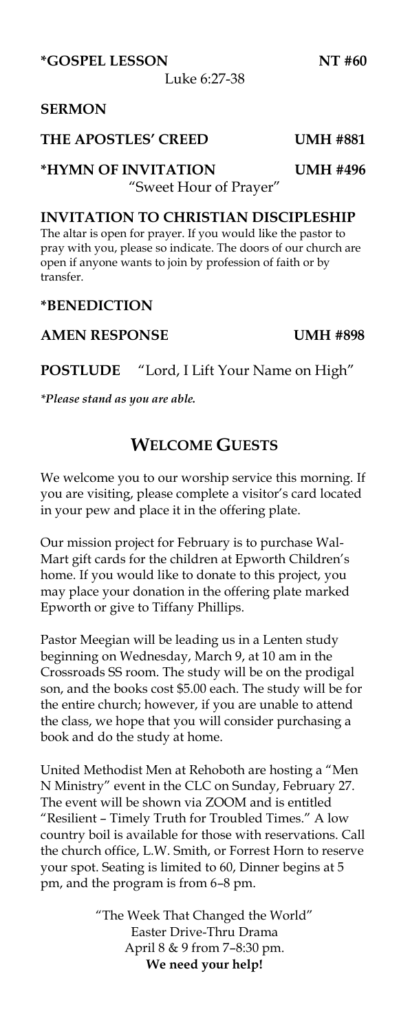**\*GOSPEL LESSON** NT #60
Luke 6:27-38

**SERMON**

**THE APOSTLES' CREED** UMH #881

**\*HYMN OF INVITATION** UMH #496
"Sweet Hour of Prayer"

**INVITATION TO CHRISTIAN DISCIPLESHIP**

The altar is open for prayer. If you would like the pastor to pray with you, please so indicate. The doors of our church are open if anyone wants to join by profession of faith or by transfer.

**\*BENEDICTION**

**AMEN RESPONSE** UMH #898

**POSTLUDE** "Lord, I Lift Your Name on High"

*\*Please stand as you are able.*

## WELCOME GUESTS

We welcome you to our worship service this morning. If you are visiting, please complete a visitor's card located in your pew and place it in the offering plate.

Our mission project for February is to purchase Wal-Mart gift cards for the children at Epworth Children's home. If you would like to donate to this project, you may place your donation in the offering plate marked Epworth or give to Tiffany Phillips.

Pastor Meegian will be leading us in a Lenten study beginning on Wednesday, March 9, at 10 am in the Crossroads SS room. The study will be on the prodigal son, and the books cost $5.00 each. The study will be for the entire church; however, if you are unable to attend the class, we hope that you will consider purchasing a book and do the study at home.

United Methodist Men at Rehoboth are hosting a "Men N Ministry" event in the CLC on Sunday, February 27. The event will be shown via ZOOM and is entitled "Resilient – Timely Truth for Troubled Times." A low country boil is available for those with reservations. Call the church office, L.W. Smith, or Forrest Horn to reserve your spot. Seating is limited to 60, Dinner begins at 5 pm, and the program is from 6–8 pm.

"The Week That Changed the World"
Easter Drive-Thru Drama
April 8 & 9 from 7–8:30 pm.
**We need your help!**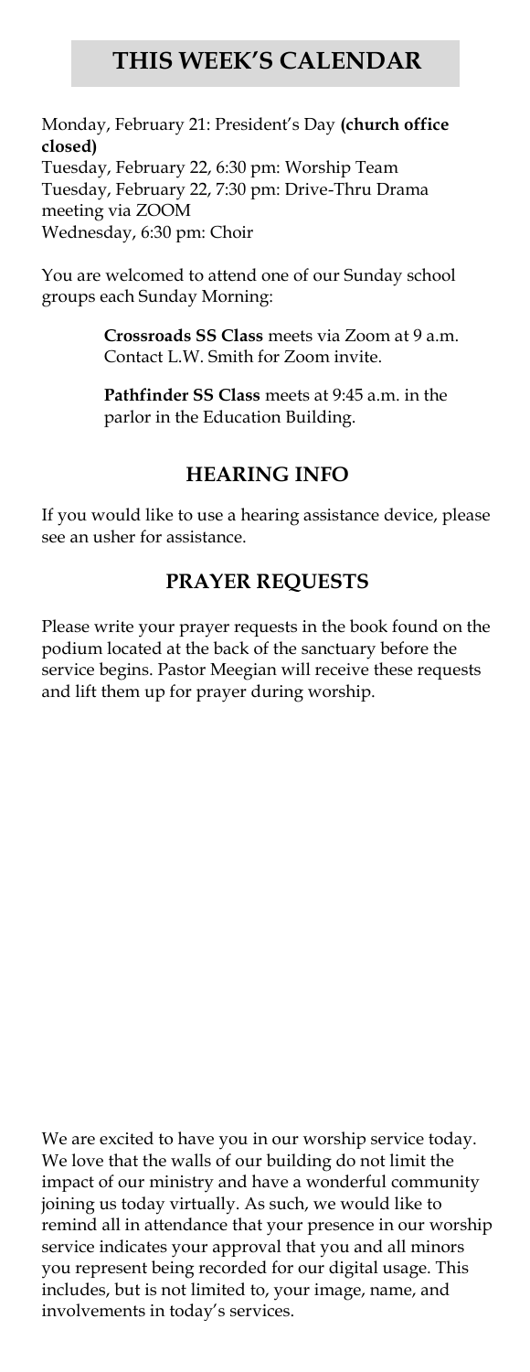## THIS WEEK'S CALENDAR

Monday, February 21: President's Day **(church office closed)**
Tuesday, February 22, 6:30 pm: Worship Team
Tuesday, February 22, 7:30 pm: Drive-Thru Drama meeting via ZOOM
Wednesday, 6:30 pm: Choir

You are welcomed to attend one of our Sunday school groups each Sunday Morning:

> **Crossroads SS Class** meets via Zoom at 9 a.m. Contact L.W. Smith for Zoom invite.
>
> **Pathfinder SS Class** meets at 9:45 a.m. in the parlor in the Education Building.

## HEARING INFO

If you would like to use a hearing assistance device, please see an usher for assistance.

## PRAYER REQUESTS

Please write your prayer requests in the book found on the podium located at the back of the sanctuary before the service begins. Pastor Meegian will receive these requests and lift them up for prayer during worship.

We are excited to have you in our worship service today. We love that the walls of our building do not limit the impact of our ministry and have a wonderful community joining us today virtually. As such, we would like to remind all in attendance that your presence in our worship service indicates your approval that you and all minors you represent being recorded for our digital usage. This includes, but is not limited to, your image, name, and involvements in today's services.